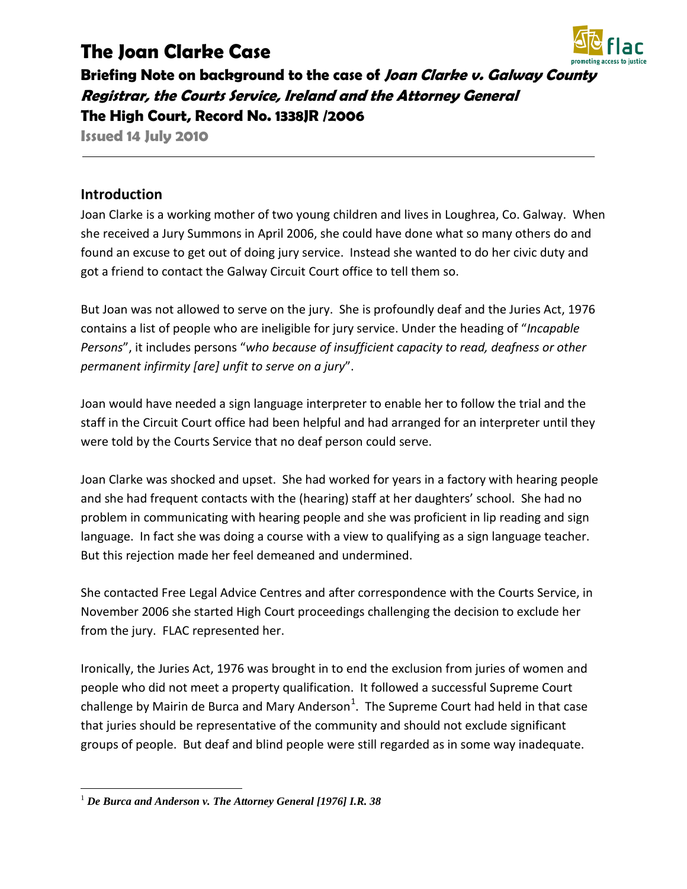# The Joan Clarke Case

**Briefing Note on background to the case of *Joan Clarke v. Galway County Registrar, the Courts Service, Ireland and the Attorney General***

**The High Court, Record No. 1338JR /2006**

**Issued 14 July 2010**

---

## Introduction

Joan Clarke is a working mother of two young children and lives in Loughrea, Co. Galway. When she received a Jury Summons in April 2006, she could have done what so many others do and found an excuse to get out of doing jury service. Instead she wanted to do her civic duty and got a friend to contact the Galway Circuit Court office to tell them so.

But Joan was not allowed to serve on the jury. She is profoundly deaf and the Juries Act, 1976 contains a list of people who are ineligible for jury service. Under the heading of "*Incapable Persons*", it includes persons "*who because of insufficient capacity to read, deafness or other permanent infirmity [are] unfit to serve on a jury*".

Joan would have needed a sign language interpreter to enable her to follow the trial and the staff in the Circuit Court office had been helpful and had arranged for an interpreter until they were told by the Courts Service that no deaf person could serve.

Joan Clarke was shocked and upset. She had worked for years in a factory with hearing people and she had frequent contacts with the (hearing) staff at her daughters' school. She had no problem in communicating with hearing people and she was proficient in lip reading and sign language. In fact she was doing a course with a view to qualifying as a sign language teacher. But this rejection made her feel demeaned and undermined.

She contacted Free Legal Advice Centres and after correspondence with the Courts Service, in November 2006 she started High Court proceedings challenging the decision to exclude her from the jury. FLAC represented her.

Ironically, the Juries Act, 1976 was brought in to end the exclusion from juries of women and people who did not meet a property qualification. It followed a successful Supreme Court challenge by Mairin de Burca and Mary Anderson[1]. The Supreme Court had held in that case that juries should be representative of the community and should not exclude significant groups of people. But deaf and blind people were still regarded as in some way inadequate.

---

[1] ***De Burca and Anderson v. The Attorney General [1976] I.R. 38***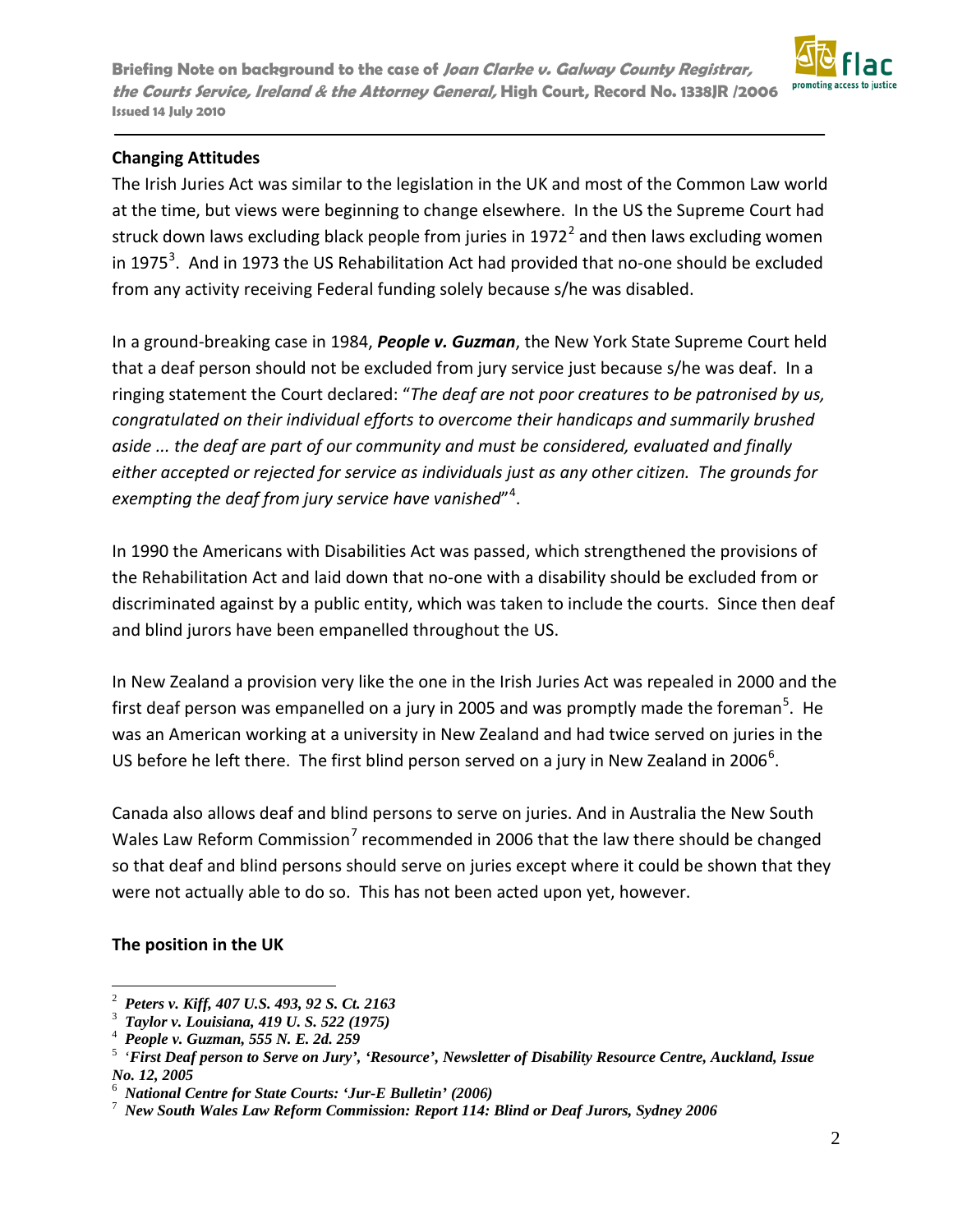## Changing Attitudes

The Irish Juries Act was similar to the legislation in the UK and most of the Common Law world at the time, but views were beginning to change elsewhere. In the US the Supreme Court had struck down laws excluding black people from juries in 1972[2] and then laws excluding women in 1975[3]. And in 1973 the US Rehabilitation Act had provided that no-one should be excluded from any activity receiving Federal funding solely because s/he was disabled.

In a ground-breaking case in 1984, ***People v. Guzman***, the New York State Supreme Court held that a deaf person should not be excluded from jury service just because s/he was deaf. In a ringing statement the Court declared: "*The deaf are not poor creatures to be patronised by us, congratulated on their individual efforts to overcome their handicaps and summarily brushed aside ... the deaf are part of our community and must be considered, evaluated and finally either accepted or rejected for service as individuals just as any other citizen. The grounds for exempting the deaf from jury service have vanished*"[4].

In 1990 the Americans with Disabilities Act was passed, which strengthened the provisions of the Rehabilitation Act and laid down that no-one with a disability should be excluded from or discriminated against by a public entity, which was taken to include the courts. Since then deaf and blind jurors have been empanelled throughout the US.

In New Zealand a provision very like the one in the Irish Juries Act was repealed in 2000 and the first deaf person was empanelled on a jury in 2005 and was promptly made the foreman[5]. He was an American working at a university in New Zealand and had twice served on juries in the US before he left there. The first blind person served on a jury in New Zealand in 2006[6].

Canada also allows deaf and blind persons to serve on juries. And in Australia the New South Wales Law Reform Commission[7] recommended in 2006 that the law there should be changed so that deaf and blind persons should serve on juries except where it could be shown that they were not actually able to do so. This has not been acted upon yet, however.

## The position in the UK

---

[2] ***Peters v. Kiff, 407 U.S. 493, 92 S. Ct. 2163***

[3] ***Taylor v. Louisiana, 419 U. S. 522 (1975)***

[4] ***People v. Guzman, 555 N. E. 2d. 259***

[5] ***'First Deaf person to Serve on Jury', 'Resource', Newsletter of Disability Resource Centre, Auckland, Issue No. 12, 2005***

[6] ***National Centre for State Courts: 'Jur-E Bulletin' (2006)***

[7] ***New South Wales Law Reform Commission: Report 114: Blind or Deaf Jurors, Sydney 2006***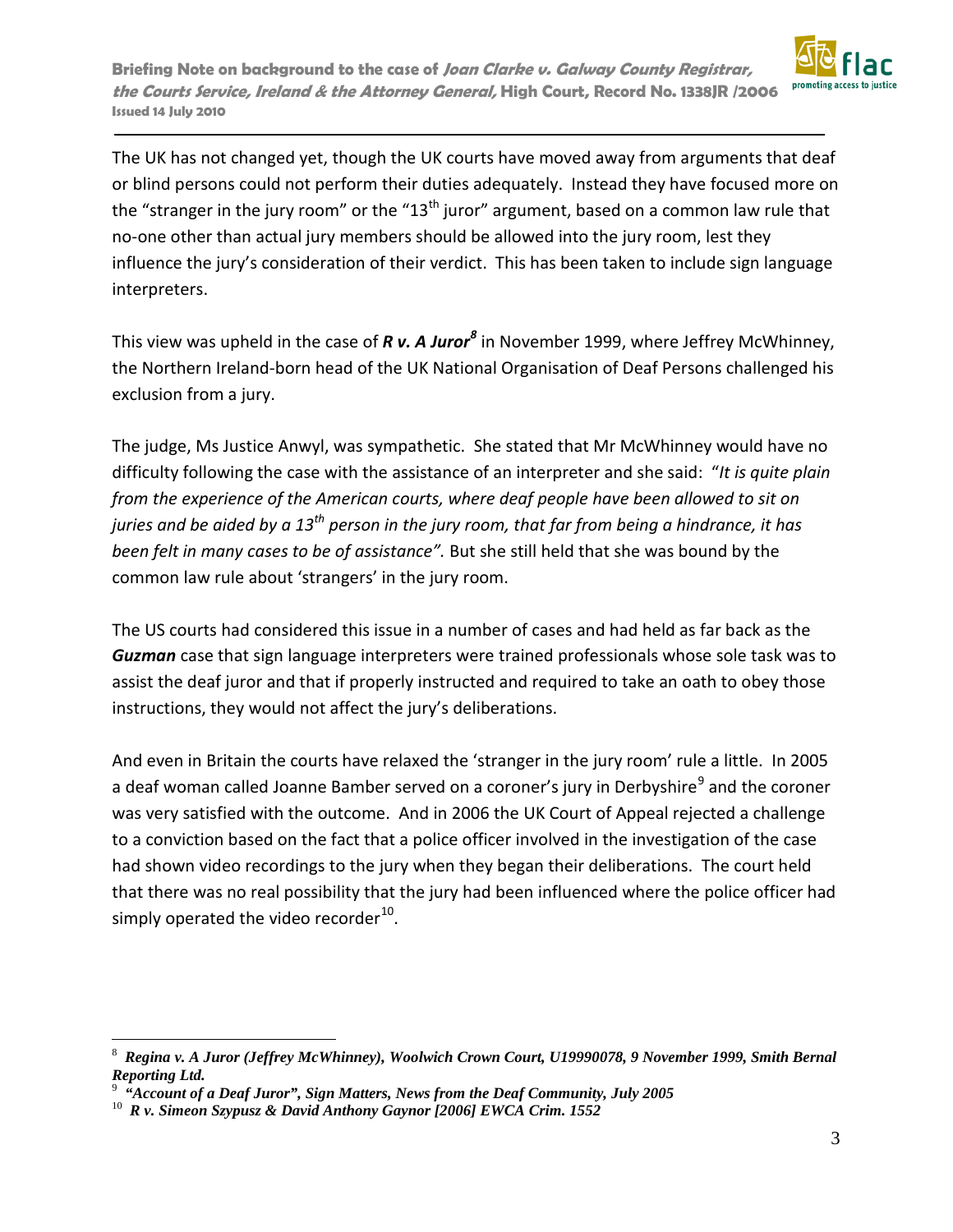The UK has not changed yet, though the UK courts have moved away from arguments that deaf or blind persons could not perform their duties adequately. Instead they have focused more on the "stranger in the jury room" or the "13th juror" argument, based on a common law rule that no-one other than actual jury members should be allowed into the jury room, lest they influence the jury's consideration of their verdict. This has been taken to include sign language interpreters.

This view was upheld in the case of ***R v. A Juror***[8] in November 1999, where Jeffrey McWhinney, the Northern Ireland-born head of the UK National Organisation of Deaf Persons challenged his exclusion from a jury.

The judge, Ms Justice Anwyl, was sympathetic. She stated that Mr McWhinney would have no difficulty following the case with the assistance of an interpreter and she said: "*It is quite plain from the experience of the American courts, where deaf people have been allowed to sit on juries and be aided by a 13th person in the jury room, that far from being a hindrance, it has been felt in many cases to be of assistance".* But she still held that she was bound by the common law rule about 'strangers' in the jury room.

The US courts had considered this issue in a number of cases and had held as far back as the ***Guzman*** case that sign language interpreters were trained professionals whose sole task was to assist the deaf juror and that if properly instructed and required to take an oath to obey those instructions, they would not affect the jury's deliberations.

And even in Britain the courts have relaxed the 'stranger in the jury room' rule a little. In 2005 a deaf woman called Joanne Bamber served on a coroner's jury in Derbyshire[9] and the coroner was very satisfied with the outcome. And in 2006 the UK Court of Appeal rejected a challenge to a conviction based on the fact that a police officer involved in the investigation of the case had shown video recordings to the jury when they began their deliberations. The court held that there was no real possibility that the jury had been influenced where the police officer had simply operated the video recorder[10].

---

[8] ***Regina v. A Juror (Jeffrey McWhinney), Woolwich Crown Court, U19990078, 9 November 1999, Smith Bernal Reporting Ltd.***

[9] ***"Account of a Deaf Juror", Sign Matters, News from the Deaf Community, July 2005***

[10] ***R v. Simeon Szypusz & David Anthony Gaynor [2006] EWCA Crim. 1552***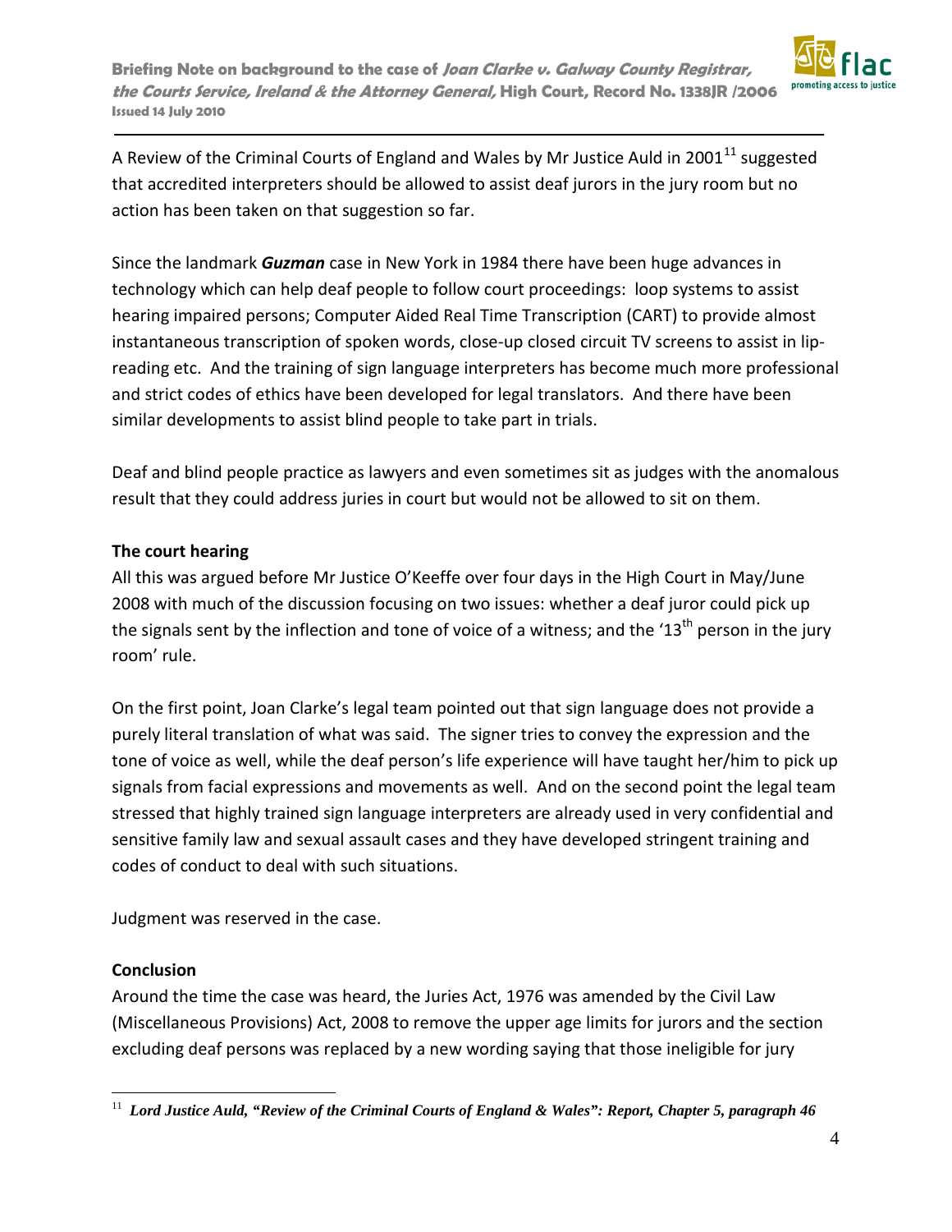A Review of the Criminal Courts of England and Wales by Mr Justice Auld in 2001[11] suggested that accredited interpreters should be allowed to assist deaf jurors in the jury room but no action has been taken on that suggestion so far.

Since the landmark ***Guzman*** case in New York in 1984 there have been huge advances in technology which can help deaf people to follow court proceedings: loop systems to assist hearing impaired persons; Computer Aided Real Time Transcription (CART) to provide almost instantaneous transcription of spoken words, close-up closed circuit TV screens to assist in lip-reading etc. And the training of sign language interpreters has become much more professional and strict codes of ethics have been developed for legal translators. And there have been similar developments to assist blind people to take part in trials.

Deaf and blind people practice as lawyers and even sometimes sit as judges with the anomalous result that they could address juries in court but would not be allowed to sit on them.

**The court hearing**

All this was argued before Mr Justice O'Keeffe over four days in the High Court in May/June 2008 with much of the discussion focusing on two issues: whether a deaf juror could pick up the signals sent by the inflection and tone of voice of a witness; and the '13th person in the jury room' rule.

On the first point, Joan Clarke's legal team pointed out that sign language does not provide a purely literal translation of what was said. The signer tries to convey the expression and the tone of voice as well, while the deaf person's life experience will have taught her/him to pick up signals from facial expressions and movements as well. And on the second point the legal team stressed that highly trained sign language interpreters are already used in very confidential and sensitive family law and sexual assault cases and they have developed stringent training and codes of conduct to deal with such situations.

Judgment was reserved in the case.

**Conclusion**

Around the time the case was heard, the Juries Act, 1976 was amended by the Civil Law (Miscellaneous Provisions) Act, 2008 to remove the upper age limits for jurors and the section excluding deaf persons was replaced by a new wording saying that those ineligible for jury

---

[11] ***Lord Justice Auld, "Review of the Criminal Courts of England & Wales": Report, Chapter 5, paragraph 46***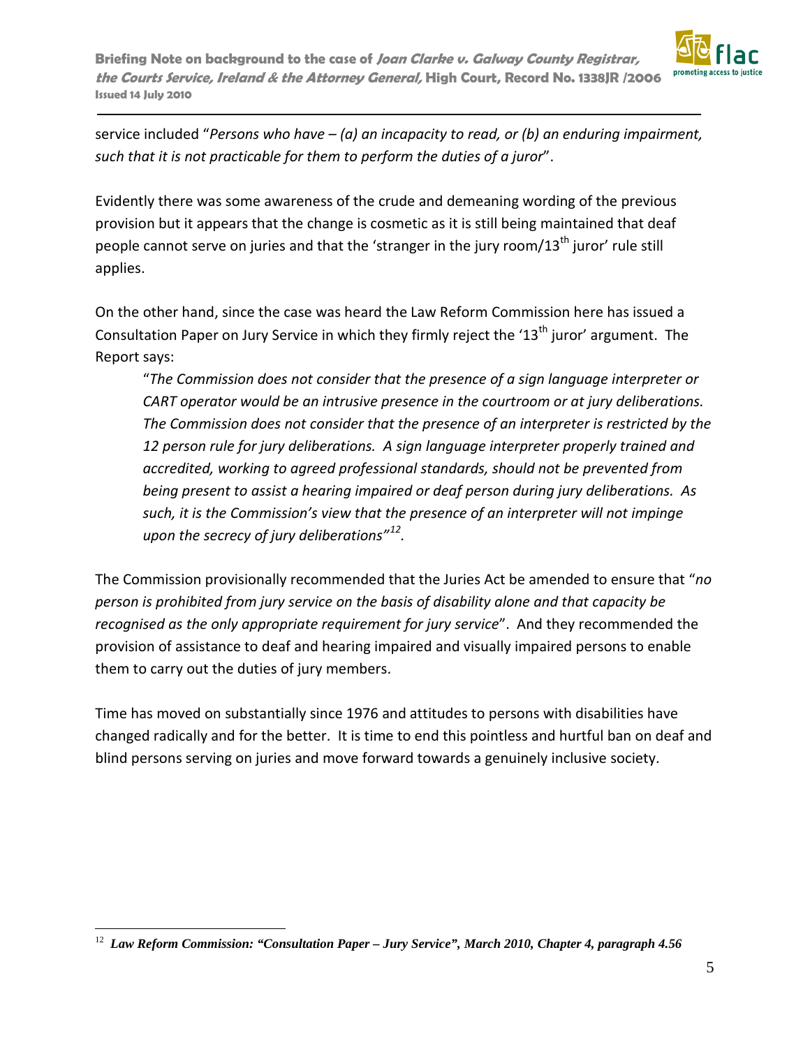service included "*Persons who have – (a) an incapacity to read, or (b) an enduring impairment, such that it is not practicable for them to perform the duties of a juror*".

Evidently there was some awareness of the crude and demeaning wording of the previous provision but it appears that the change is cosmetic as it is still being maintained that deaf people cannot serve on juries and that the 'stranger in the jury room/13th juror' rule still applies.

On the other hand, since the case was heard the Law Reform Commission here has issued a Consultation Paper on Jury Service in which they firmly reject the '13th juror' argument. The Report says:

> "*The Commission does not consider that the presence of a sign language interpreter or CART operator would be an intrusive presence in the courtroom or at jury deliberations. The Commission does not consider that the presence of an interpreter is restricted by the 12 person rule for jury deliberations. A sign language interpreter properly trained and accredited, working to agreed professional standards, should not be prevented from being present to assist a hearing impaired or deaf person during jury deliberations. As such, it is the Commission's view that the presence of an interpreter will not impinge upon the secrecy of jury deliberations*"[12].

The Commission provisionally recommended that the Juries Act be amended to ensure that "*no person is prohibited from jury service on the basis of disability alone and that capacity be recognised as the only appropriate requirement for jury service*". And they recommended the provision of assistance to deaf and hearing impaired and visually impaired persons to enable them to carry out the duties of jury members.

Time has moved on substantially since 1976 and attitudes to persons with disabilities have changed radically and for the better. It is time to end this pointless and hurtful ban on deaf and blind persons serving on juries and move forward towards a genuinely inclusive society.

---

[12] ***Law Reform Commission: "Consultation Paper – Jury Service", March 2010, Chapter 4, paragraph 4.56***